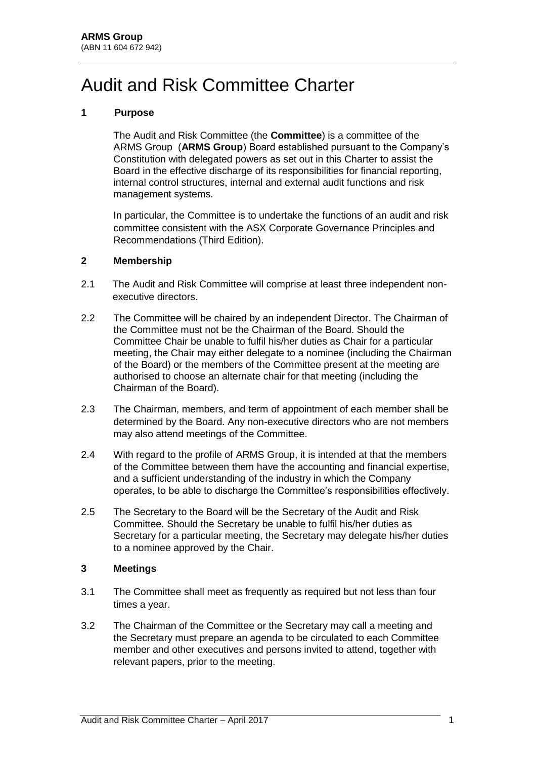**ARMS Group**
(ABN 11 604 672 942)

# Audit and Risk Committee Charter

## 1 Purpose

The Audit and Risk Committee (the **Committee**) is a committee of the ARMS Group (**ARMS Group**) Board established pursuant to the Company's Constitution with delegated powers as set out in this Charter to assist the Board in the effective discharge of its responsibilities for financial reporting, internal control structures, internal and external audit functions and risk management systems.

In particular, the Committee is to undertake the functions of an audit and risk committee consistent with the ASX Corporate Governance Principles and Recommendations (Third Edition).

## 2 Membership

2.1 The Audit and Risk Committee will comprise at least three independent non-executive directors.

2.2 The Committee will be chaired by an independent Director. The Chairman of the Committee must not be the Chairman of the Board. Should the Committee Chair be unable to fulfil his/her duties as Chair for a particular meeting, the Chair may either delegate to a nominee (including the Chairman of the Board) or the members of the Committee present at the meeting are authorised to choose an alternate chair for that meeting (including the Chairman of the Board).

2.3 The Chairman, members, and term of appointment of each member shall be determined by the Board. Any non-executive directors who are not members may also attend meetings of the Committee.

2.4 With regard to the profile of ARMS Group, it is intended at that the members of the Committee between them have the accounting and financial expertise, and a sufficient understanding of the industry in which the Company operates, to be able to discharge the Committee's responsibilities effectively.

2.5 The Secretary to the Board will be the Secretary of the Audit and Risk Committee. Should the Secretary be unable to fulfil his/her duties as Secretary for a particular meeting, the Secretary may delegate his/her duties to a nominee approved by the Chair.

## 3 Meetings

3.1 The Committee shall meet as frequently as required but not less than four times a year.

3.2 The Chairman of the Committee or the Secretary may call a meeting and the Secretary must prepare an agenda to be circulated to each Committee member and other executives and persons invited to attend, together with relevant papers, prior to the meeting.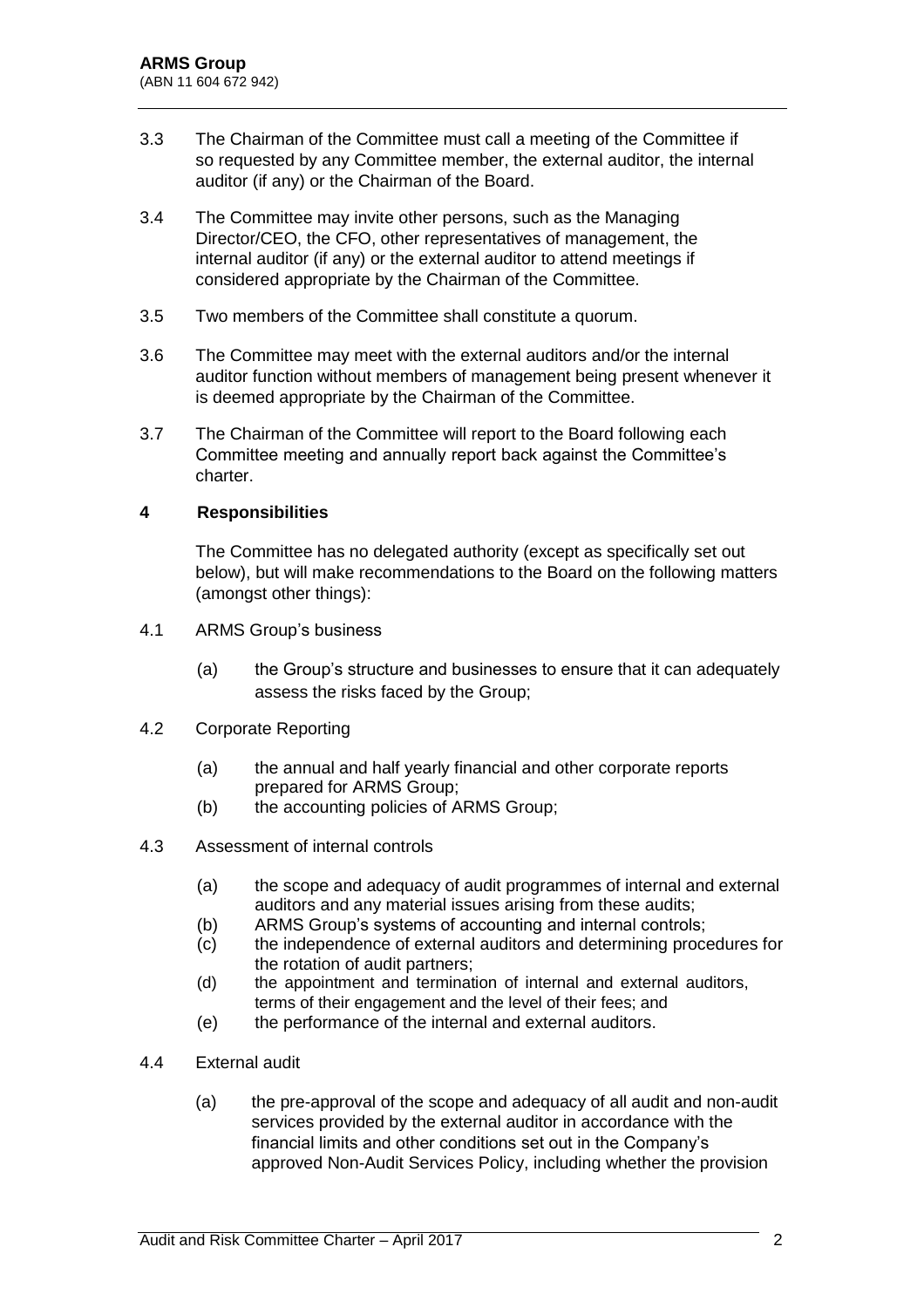3.3 The Chairman of the Committee must call a meeting of the Committee if so requested by any Committee member, the external auditor, the internal auditor (if any) or the Chairman of the Board.

3.4 The Committee may invite other persons, such as the Managing Director/CEO, the CFO, other representatives of management, the internal auditor (if any) or the external auditor to attend meetings if considered appropriate by the Chairman of the Committee.

3.5 Two members of the Committee shall constitute a quorum.

3.6 The Committee may meet with the external auditors and/or the internal auditor function without members of management being present whenever it is deemed appropriate by the Chairman of the Committee.

3.7 The Chairman of the Committee will report to the Board following each Committee meeting and annually report back against the Committee's charter.

## 4 Responsibilities

The Committee has no delegated authority (except as specifically set out below), but will make recommendations to the Board on the following matters (amongst other things):

4.1 ARMS Group's business

(a) the Group's structure and businesses to ensure that it can adequately assess the risks faced by the Group;

4.2 Corporate Reporting

(a) the annual and half yearly financial and other corporate reports prepared for ARMS Group;
(b) the accounting policies of ARMS Group;

4.3 Assessment of internal controls

(a) the scope and adequacy of audit programmes of internal and external auditors and any material issues arising from these audits;
(b) ARMS Group's systems of accounting and internal controls;
(c) the independence of external auditors and determining procedures for the rotation of audit partners;
(d) the appointment and termination of internal and external auditors, terms of their engagement and the level of their fees; and
(e) the performance of the internal and external auditors.

4.4 External audit

(a) the pre-approval of the scope and adequacy of all audit and non-audit services provided by the external auditor in accordance with the financial limits and other conditions set out in the Company's approved Non-Audit Services Policy, including whether the provision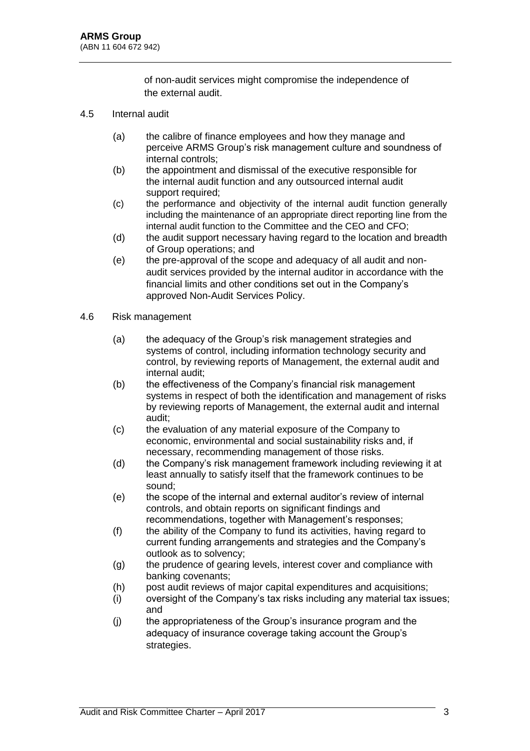of non-audit services might compromise the independence of the external audit.

4.5 Internal audit

(a) the calibre of finance employees and how they manage and perceive ARMS Group's risk management culture and soundness of internal controls;

(b) the appointment and dismissal of the executive responsible for the internal audit function and any outsourced internal audit support required;

(c) the performance and objectivity of the internal audit function generally including the maintenance of an appropriate direct reporting line from the internal audit function to the Committee and the CEO and CFO;

(d) the audit support necessary having regard to the location and breadth of Group operations; and

(e) the pre-approval of the scope and adequacy of all audit and non-audit services provided by the internal auditor in accordance with the financial limits and other conditions set out in the Company's approved Non-Audit Services Policy.

4.6 Risk management

(a) the adequacy of the Group's risk management strategies and systems of control, including information technology security and control, by reviewing reports of Management, the external audit and internal audit;

(b) the effectiveness of the Company's financial risk management systems in respect of both the identification and management of risks by reviewing reports of Management, the external audit and internal audit;

(c) the evaluation of any material exposure of the Company to economic, environmental and social sustainability risks and, if necessary, recommending management of those risks.

(d) the Company's risk management framework including reviewing it at least annually to satisfy itself that the framework continues to be sound;

(e) the scope of the internal and external auditor's review of internal controls, and obtain reports on significant findings and recommendations, together with Management's responses;

(f) the ability of the Company to fund its activities, having regard to current funding arrangements and strategies and the Company's outlook as to solvency;

(g) the prudence of gearing levels, interest cover and compliance with banking covenants;

(h) post audit reviews of major capital expenditures and acquisitions;

(i) oversight of the Company's tax risks including any material tax issues; and

(j) the appropriateness of the Group's insurance program and the adequacy of insurance coverage taking account the Group's strategies.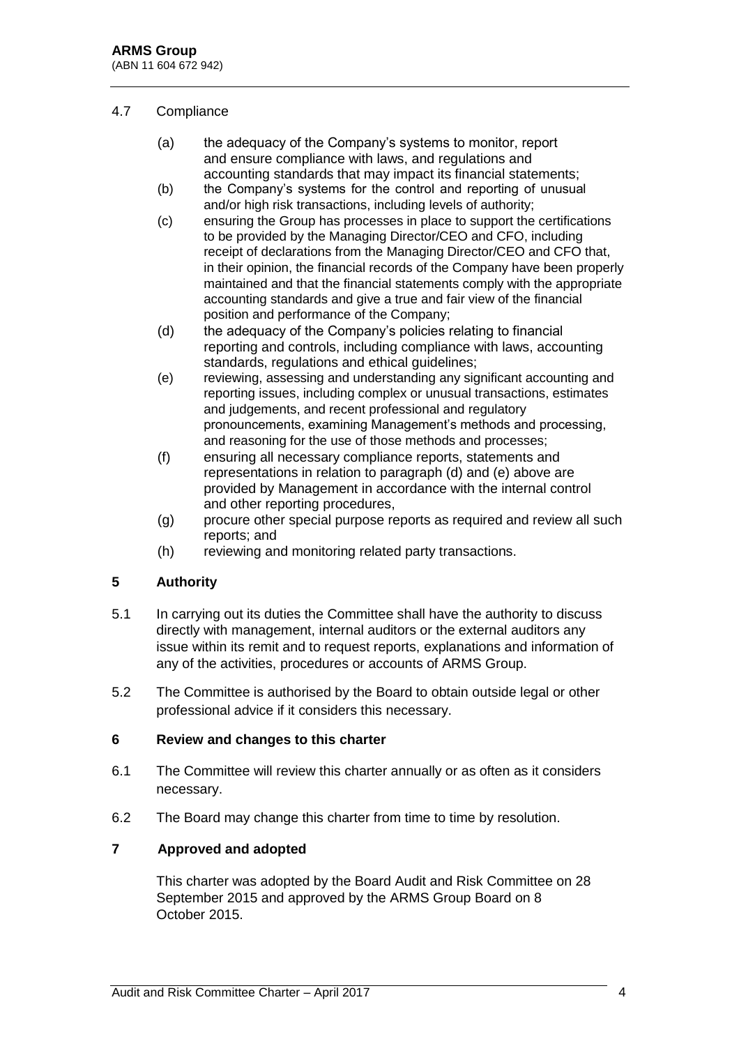4.7 Compliance

(a) the adequacy of the Company's systems to monitor, report and ensure compliance with laws, and regulations and accounting standards that may impact its financial statements;

(b) the Company's systems for the control and reporting of unusual and/or high risk transactions, including levels of authority;

(c) ensuring the Group has processes in place to support the certifications to be provided by the Managing Director/CEO and CFO, including receipt of declarations from the Managing Director/CEO and CFO that, in their opinion, the financial records of the Company have been properly maintained and that the financial statements comply with the appropriate accounting standards and give a true and fair view of the financial position and performance of the Company;

(d) the adequacy of the Company's policies relating to financial reporting and controls, including compliance with laws, accounting standards, regulations and ethical guidelines;

(e) reviewing, assessing and understanding any significant accounting and reporting issues, including complex or unusual transactions, estimates and judgements, and recent professional and regulatory pronouncements, examining Management's methods and processing, and reasoning for the use of those methods and processes;

(f) ensuring all necessary compliance reports, statements and representations in relation to paragraph (d) and (e) above are provided by Management in accordance with the internal control and other reporting procedures,

(g) procure other special purpose reports as required and review all such reports; and

(h) reviewing and monitoring related party transactions.

## 5 Authority

5.1 In carrying out its duties the Committee shall have the authority to discuss directly with management, internal auditors or the external auditors any issue within its remit and to request reports, explanations and information of any of the activities, procedures or accounts of ARMS Group.

5.2 The Committee is authorised by the Board to obtain outside legal or other professional advice if it considers this necessary.

## 6 Review and changes to this charter

6.1 The Committee will review this charter annually or as often as it considers necessary.

6.2 The Board may change this charter from time to time by resolution.

## 7 Approved and adopted

This charter was adopted by the Board Audit and Risk Committee on 28 September 2015 and approved by the ARMS Group Board on 8 October 2015.